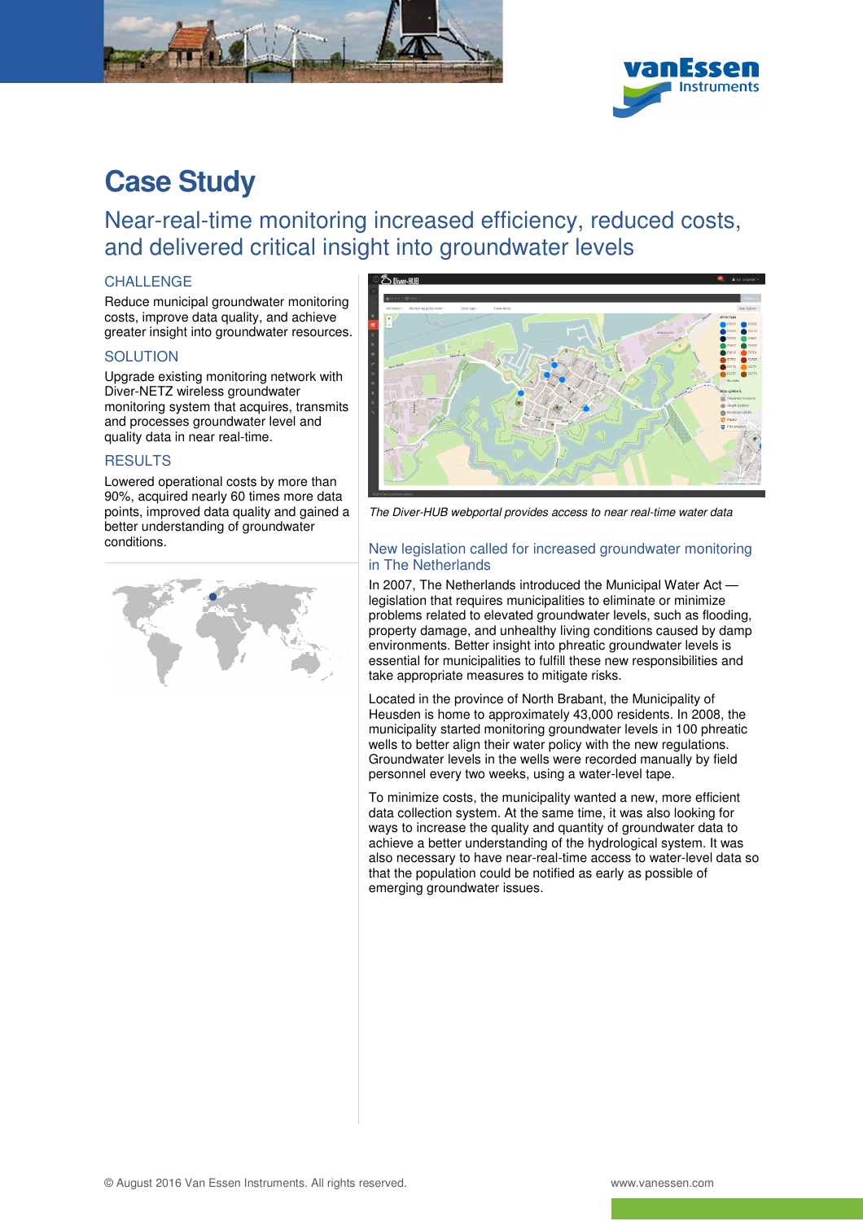# Case Study

## Near-real-time monitoring increased efficiency, reduced costs, and delivered critical insight into groundwater levels

### CHALLENGE

Reduce municipal groundwater monitoring costs, improve data quality, and achieve greater insight into groundwater resources.

### SOLUTION

Upgrade existing monitoring network with Diver-NETZ wireless groundwater monitoring system that acquires, transmits and processes groundwater level and quality data in near real-time.

### RESULTS

Lowered operational costs by more than 90%, acquired nearly 60 times more data points, improved data quality and gained a better understanding of groundwater conditions.

*The Diver-HUB webportal provides access to near real-time water data*

### New legislation called for increased groundwater monitoring in The Netherlands

In 2007, The Netherlands introduced the Municipal Water Act — legislation that requires municipalities to eliminate or minimize problems related to elevated groundwater levels, such as flooding, property damage, and unhealthy living conditions caused by damp environments. Better insight into phreatic groundwater levels is essential for municipalities to fulfill these new responsibilities and take appropriate measures to mitigate risks.

Located in the province of North Brabant, the Municipality of Heusden is home to approximately 43,000 residents. In 2008, the municipality started monitoring groundwater levels in 100 phreatic wells to better align their water policy with the new regulations. Groundwater levels in the wells were recorded manually by field personnel every two weeks, using a water-level tape.

To minimize costs, the municipality wanted a new, more efficient data collection system. At the same time, it was also looking for ways to increase the quality and quantity of groundwater data to achieve a better understanding of the hydrological system. It was also necessary to have near-real-time access to water-level data so that the population could be notified as early as possible of emerging groundwater issues.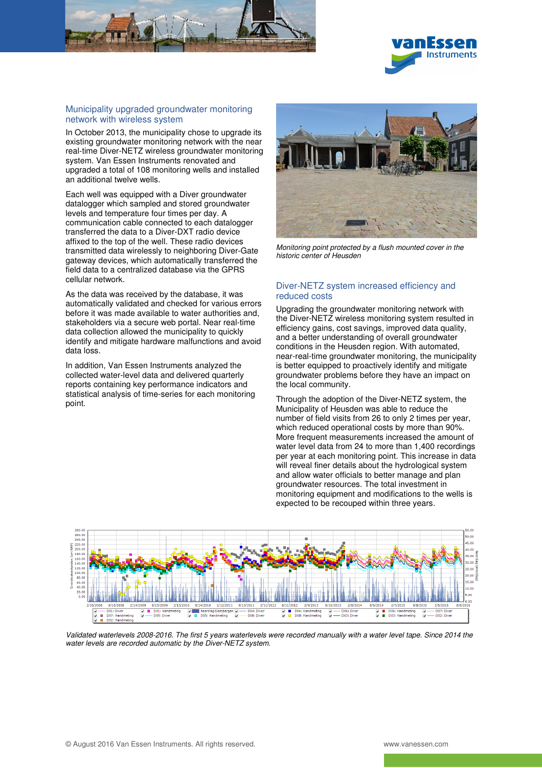## Municipality upgraded groundwater monitoring network with wireless system

In October 2013, the municipality chose to upgrade its existing groundwater monitoring network with the near real-time Diver-NETZ wireless groundwater monitoring system. Van Essen Instruments renovated and upgraded a total of 108 monitoring wells and installed an additional twelve wells.

Each well was equipped with a Diver groundwater datalogger which sampled and stored groundwater levels and temperature four times per day. A communication cable connected to each datalogger transferred the data to a Diver-DXT radio device affixed to the top of the well. These radio devices transmitted data wirelessly to neighboring Diver-Gate gateway devices, which automatically transferred the field data to a centralized database via the GPRS cellular network.

As the data was received by the database, it was automatically validated and checked for various errors before it was made available to water authorities and, stakeholders via a secure web portal. Near real-time data collection allowed the municipality to quickly identify and mitigate hardware malfunctions and avoid data loss.

In addition, Van Essen Instruments analyzed the collected water-level data and delivered quarterly reports containing key performance indicators and statistical analysis of time-series for each monitoring point.

*Monitoring point protected by a flush mounted cover in the historic center of Heusden*

## Diver-NETZ system increased efficiency and reduced costs

Upgrading the groundwater monitoring network with the Diver-NETZ wireless monitoring system resulted in efficiency gains, cost savings, improved data quality, and a better understanding of overall groundwater conditions in the Heusden region. With automated, near-real-time groundwater monitoring, the municipality is better equipped to proactively identify and mitigate groundwater problems before they have an impact on the local community.

Through the adoption of the Diver-NETZ system, the Municipality of Heusden was able to reduce the number of field visits from 26 to only 2 times per year, which reduced operational costs by more than 90%. More frequent measurements increased the amount of water level data from 24 to more than 1,400 recordings per year at each monitoring point. This increase in data will reveal finer details about the hydrological system and allow water officials to better manage and plan groundwater resources. The total investment in monitoring equipment and modifications to the wells is expected to be recouped within three years.

*Validated waterlevels 2008-2016. The first 5 years waterlevels were recorded manually with a water level tape. Since 2014 the water levels are recorded automatic by the Diver-NETZ system.*

© August 2016 Van Essen Instruments. All rights reserved.

www.vanessen.com